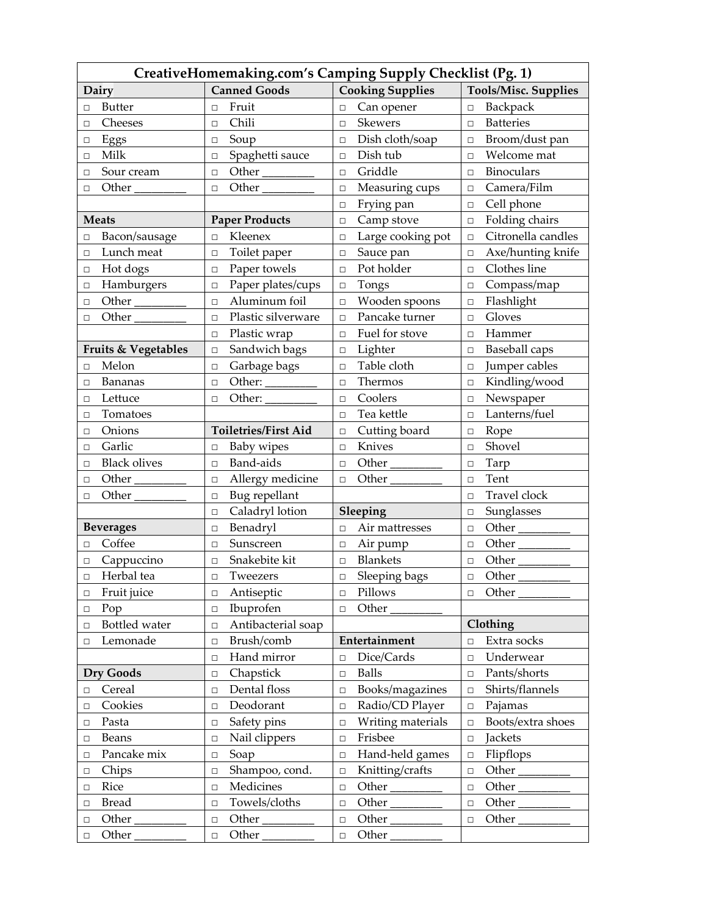# CreativeHomemaking.com's Camping Supply Checklist (Pg. 1)

| Dairy | Canned Goods | Cooking Supplies | Tools/Misc. Supplies |
|---|---|---|---|
| □ Butter | □ Fruit | □ Can opener | □ Backpack |
| □ Cheeses | □ Chili | □ Skewers | □ Batteries |
| □ Eggs | □ Soup | □ Dish cloth/soap | □ Broom/dust pan |
| □ Milk | □ Spaghetti sauce | □ Dish tub | □ Welcome mat |
| □ Sour cream | □ Other ________ | □ Griddle | □ Binoculars |
| □ Other ________ | □ Other ________ | □ Measuring cups | □ Camera/Film |
| | | □ Frying pan | □ Cell phone |
| **Meats** | **Paper Products** | □ Camp stove | □ Folding chairs |
| □ Bacon/sausage | □ Kleenex | □ Large cooking pot | □ Citronella candles |
| □ Lunch meat | □ Toilet paper | □ Sauce pan | □ Axe/hunting knife |
| □ Hot dogs | □ Paper towels | □ Pot holder | □ Clothes line |
| □ Hamburgers | □ Paper plates/cups | □ Tongs | □ Compass/map |
| □ Other ________ | □ Aluminum foil | □ Wooden spoons | □ Flashlight |
| □ Other ________ | □ Plastic silverware | □ Pancake turner | □ Gloves |
| | □ Plastic wrap | □ Fuel for stove | □ Hammer |
| **Fruits & Vegetables** | □ Sandwich bags | □ Lighter | □ Baseball caps |
| □ Melon | □ Garbage bags | □ Table cloth | □ Jumper cables |
| □ Bananas | □ Other: ________ | □ Thermos | □ Kindling/wood |
| □ Lettuce | □ Other: ________ | □ Coolers | □ Newspaper |
| □ Tomatoes | | □ Tea kettle | □ Lanterns/fuel |
| □ Onions | **Toiletries/First Aid** | □ Cutting board | □ Rope |
| □ Garlic | □ Baby wipes | □ Knives | □ Shovel |
| □ Black olives | □ Band-aids | □ Other ________ | □ Tarp |
| □ Other ________ | □ Allergy medicine | □ Other ________ | □ Tent |
| □ Other ________ | □ Bug repellant | | □ Travel clock |
| | □ Caladryl lotion | **Sleeping** | □ Sunglasses |
| **Beverages** | □ Benadryl | □ Air mattresses | □ Other ________ |
| □ Coffee | □ Sunscreen | □ Air pump | □ Other ________ |
| □ Cappuccino | □ Snakebite kit | □ Blankets | □ Other ________ |
| □ Herbal tea | □ Tweezers | □ Sleeping bags | □ Other ________ |
| □ Fruit juice | □ Antiseptic | □ Pillows | □ Other ________ |
| □ Pop | □ Ibuprofen | □ Other ________ | |
| □ Bottled water | □ Antibacterial soap | | **Clothing** |
| □ Lemonade | □ Brush/comb | **Entertainment** | □ Extra socks |
| | □ Hand mirror | □ Dice/Cards | □ Underwear |
| **Dry Goods** | □ Chapstick | □ Balls | □ Pants/shorts |
| □ Cereal | □ Dental floss | □ Books/magazines | □ Shirts/flannels |
| □ Cookies | □ Deodorant | □ Radio/CD Player | □ Pajamas |
| □ Pasta | □ Safety pins | □ Writing materials | □ Boots/extra shoes |
| □ Beans | □ Nail clippers | □ Frisbee | □ Jackets |
| □ Pancake mix | □ Soap | □ Hand-held games | □ Flipflops |
| □ Chips | □ Shampoo, cond. | □ Knitting/crafts | □ Other ________ |
| □ Rice | □ Medicines | □ Other ________ | □ Other ________ |
| □ Bread | □ Towels/cloths | □ Other ________ | □ Other ________ |
| □ Other ________ | □ Other ________ | □ Other ________ | □ Other ________ |
| □ Other ________ | □ Other ________ | □ Other ________ | |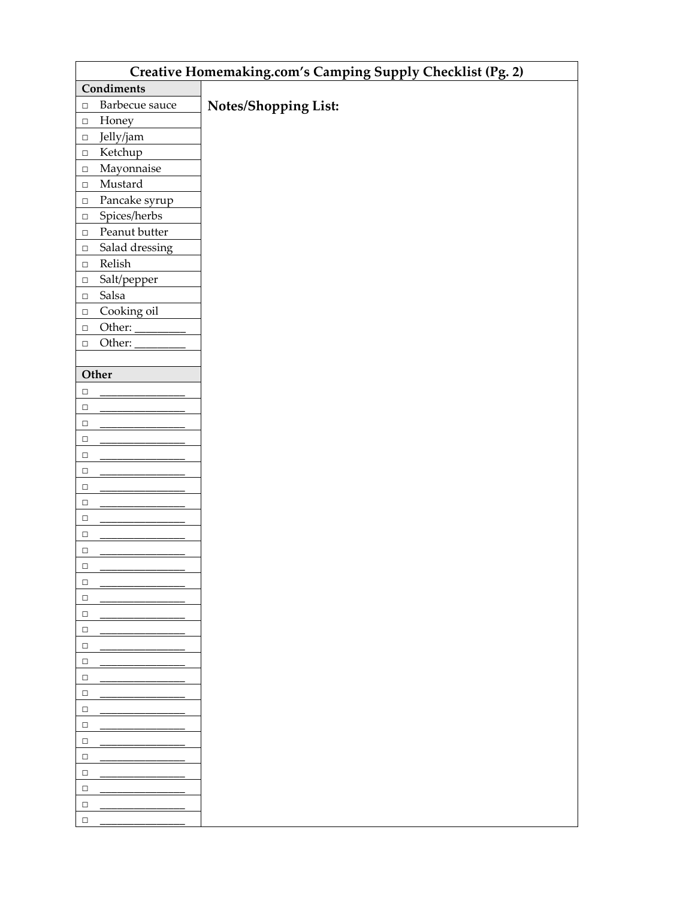# Creative Homemaking.com's Camping Supply Checklist (Pg. 2)

## Condiments

- ☐ Barbecue sauce
- ☐ Honey
- ☐ Jelly/jam
- ☐ Ketchup
- ☐ Mayonnaise
- ☐ Mustard
- ☐ Pancake syrup
- ☐ Spices/herbs
- ☐ Peanut butter
- ☐ Salad dressing
- ☐ Relish
- ☐ Salt/pepper
- ☐ Salsa
- ☐ Cooking oil
- ☐ Other: _________
- ☐ Other: _________

## Other

- ☐ ________________
- ☐ ________________
- ☐ ________________
- ☐ ________________
- ☐ ________________
- ☐ ________________
- ☐ ________________
- ☐ ________________
- ☐ ________________
- ☐ ________________
- ☐ ________________
- ☐ ________________
- ☐ ________________
- ☐ ________________
- ☐ ________________
- ☐ ________________
- ☐ ________________
- ☐ ________________
- ☐ ________________
- ☐ ________________
- ☐ ________________
- ☐ ________________
- ☐ ________________
- ☐ ________________
- ☐ ________________
- ☐ ________________
- ☐ ________________
- ☐ ________________

## Notes/Shopping List: